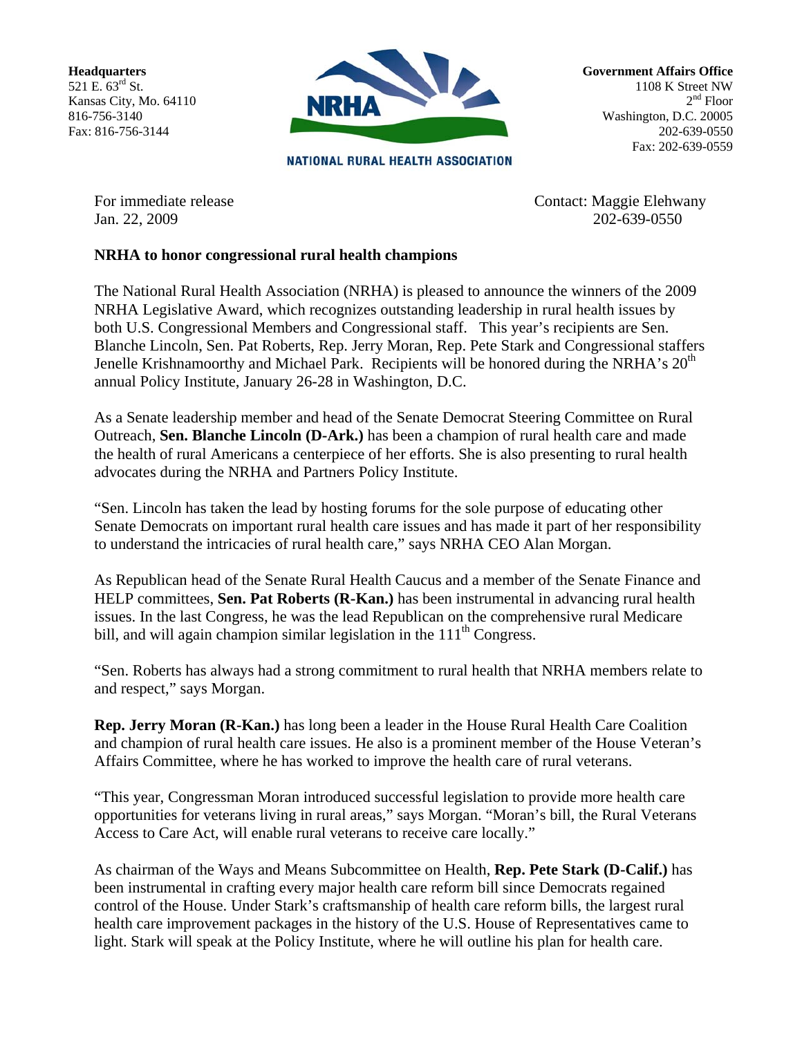**Headquarters**
521 E. 63rd St.
Kansas City, Mo. 64110
816-756-3140
Fax: 816-756-3144

NRHA

NATIONAL RURAL HEALTH ASSOCIATION

**Government Affairs Office**
1108 K Street NW
2nd Floor
Washington, D.C. 20005
202-639-0550
Fax: 202-639-0559

For immediate release
Jan. 22, 2009

Contact: Maggie Elehwany
202-639-0550

**NRHA to honor congressional rural health champions**

The National Rural Health Association (NRHA) is pleased to announce the winners of the 2009 NRHA Legislative Award, which recognizes outstanding leadership in rural health issues by both U.S. Congressional Members and Congressional staff. This year's recipients are Sen. Blanche Lincoln, Sen. Pat Roberts, Rep. Jerry Moran, Rep. Pete Stark and Congressional staffers Jenelle Krishnamoorthy and Michael Park. Recipients will be honored during the NRHA's 20th annual Policy Institute, January 26-28 in Washington, D.C.

As a Senate leadership member and head of the Senate Democrat Steering Committee on Rural Outreach, **Sen. Blanche Lincoln (D-Ark.)** has been a champion of rural health care and made the health of rural Americans a centerpiece of her efforts. She is also presenting to rural health advocates during the NRHA and Partners Policy Institute.

"Sen. Lincoln has taken the lead by hosting forums for the sole purpose of educating other Senate Democrats on important rural health care issues and has made it part of her responsibility to understand the intricacies of rural health care," says NRHA CEO Alan Morgan.

As Republican head of the Senate Rural Health Caucus and a member of the Senate Finance and HELP committees, **Sen. Pat Roberts (R-Kan.)** has been instrumental in advancing rural health issues. In the last Congress, he was the lead Republican on the comprehensive rural Medicare bill, and will again champion similar legislation in the 111th Congress.

"Sen. Roberts has always had a strong commitment to rural health that NRHA members relate to and respect," says Morgan.

**Rep. Jerry Moran (R-Kan.)** has long been a leader in the House Rural Health Care Coalition and champion of rural health care issues. He also is a prominent member of the House Veteran's Affairs Committee, where he has worked to improve the health care of rural veterans.

"This year, Congressman Moran introduced successful legislation to provide more health care opportunities for veterans living in rural areas," says Morgan. "Moran's bill, the Rural Veterans Access to Care Act, will enable rural veterans to receive care locally."

As chairman of the Ways and Means Subcommittee on Health, **Rep. Pete Stark (D-Calif.)** has been instrumental in crafting every major health care reform bill since Democrats regained control of the House. Under Stark's craftsmanship of health care reform bills, the largest rural health care improvement packages in the history of the U.S. House of Representatives came to light. Stark will speak at the Policy Institute, where he will outline his plan for health care.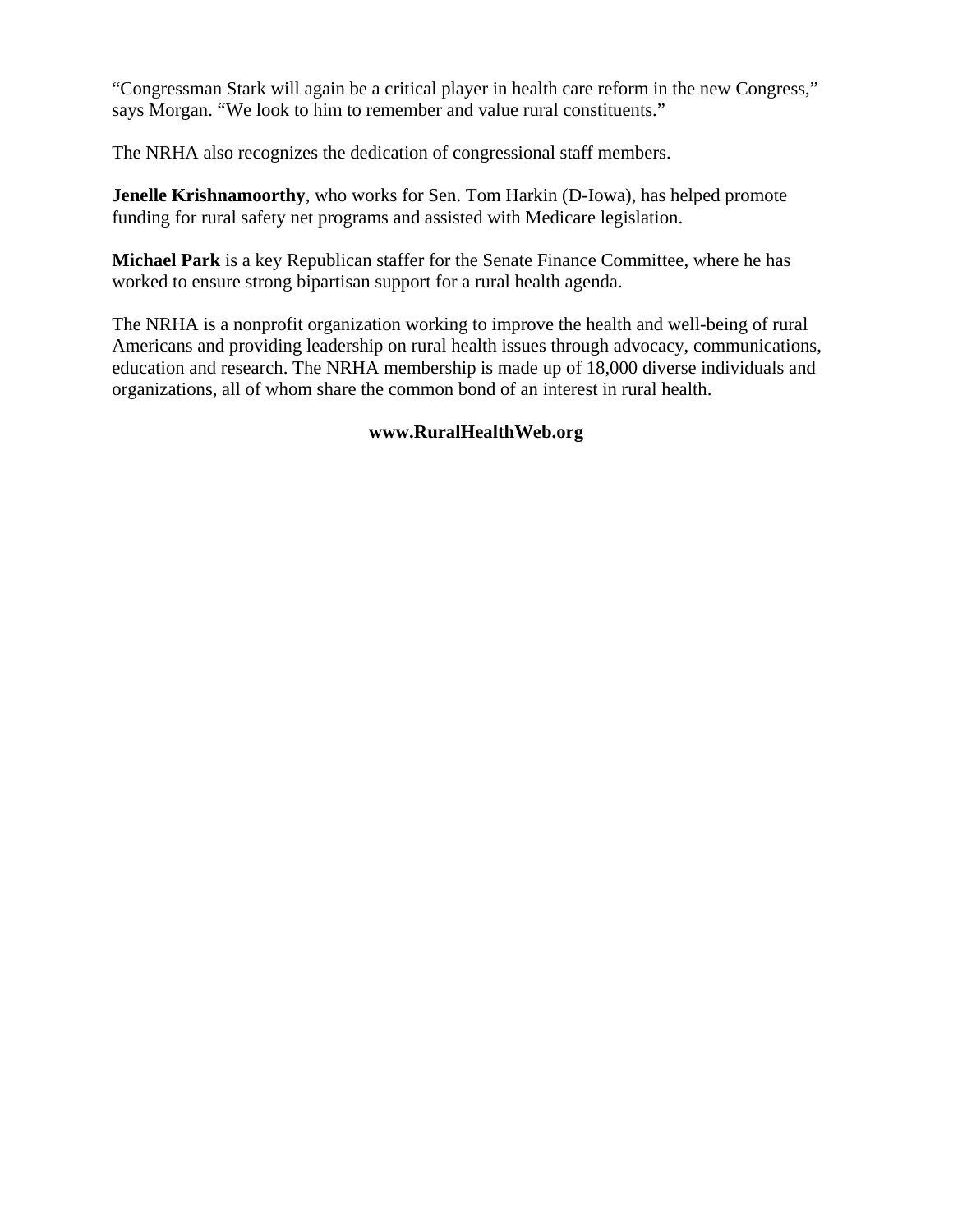"Congressman Stark will again be a critical player in health care reform in the new Congress," says Morgan. "We look to him to remember and value rural constituents."

The NRHA also recognizes the dedication of congressional staff members.

**Jenelle Krishnamoorthy**, who works for Sen. Tom Harkin (D-Iowa), has helped promote funding for rural safety net programs and assisted with Medicare legislation.

**Michael Park** is a key Republican staffer for the Senate Finance Committee, where he has worked to ensure strong bipartisan support for a rural health agenda.

The NRHA is a nonprofit organization working to improve the health and well-being of rural Americans and providing leadership on rural health issues through advocacy, communications, education and research. The NRHA membership is made up of 18,000 diverse individuals and organizations, all of whom share the common bond of an interest in rural health.

**www.RuralHealthWeb.org**